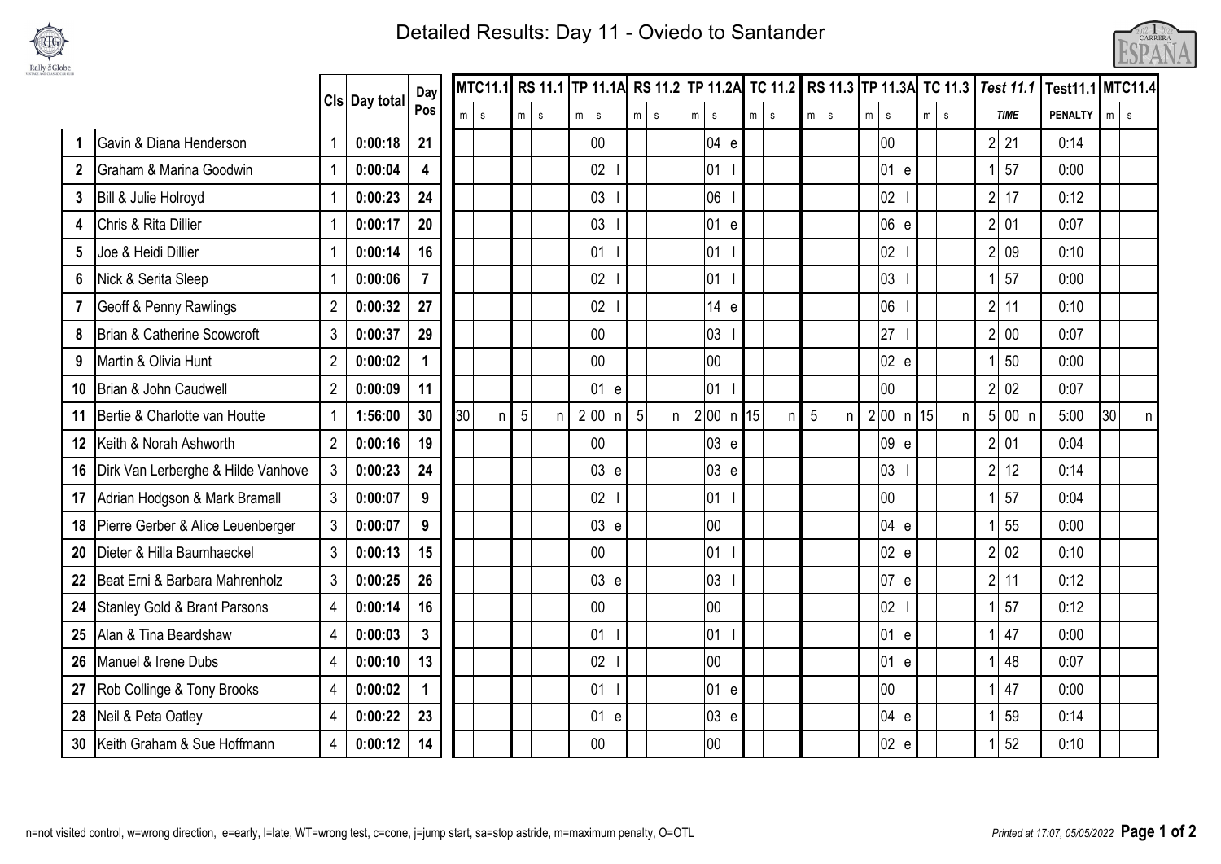# Detailed Results: Day 11 - Oviedo to Santander

| | | Cls | Day total | Day Pos | MTC11.1 | | RS 11.1 | | TP 11.1A | | RS 11.2 | | TP 11.2A | | TC 11.2 | | RS 11.3 | | TP 11.3A | | TC 11.3 | | Test 11.1 | | Test11.1 | MTC11.4 | |
|---|---|---|---|---|---|---|---|---|---|---|---|---|---|---|---|---|---|---|---|---|---|---|---|---|---|---|---|
| | | | | | m | s | m | s | m | s | m | s | m | s | m | s | m | s | m | s | m | s | TIME | | PENALTY | m | s |
| 1 | Gavin & Diana Henderson | 1 | 0:00:18 | 21 | | | | | | 00 | | | | 04 e | | | | | | 00 | | | 2 | 21 | 0:14 | | |
| 2 | Graham & Marina Goodwin | 1 | 0:00:04 | 4 | | | | | | 02 l | | | | 01 l | | | | | | 01 e | | | 1 | 57 | 0:00 | | |
| 3 | Bill & Julie Holroyd | 1 | 0:00:23 | 24 | | | | | | 03 l | | | | 06 l | | | | | | 02 l | | | 2 | 17 | 0:12 | | |
| 4 | Chris & Rita Dillier | 1 | 0:00:17 | 20 | | | | | | 03 l | | | | 01 e | | | | | | 06 e | | | 2 | 01 | 0:07 | | |
| 5 | Joe & Heidi Dillier | 1 | 0:00:14 | 16 | | | | | | 01 l | | | | 01 l | | | | | | 02 l | | | 2 | 09 | 0:10 | | |
| 6 | Nick & Serita Sleep | 1 | 0:00:06 | 7 | | | | | | 02 l | | | | 01 l | | | | | | 03 l | | | 1 | 57 | 0:00 | | |
| 7 | Geoff & Penny Rawlings | 2 | 0:00:32 | 27 | | | | | | 02 l | | | | 14 e | | | | | | 06 l | | | 2 | 11 | 0:10 | | |
| 8 | Brian & Catherine Scowcroft | 3 | 0:00:37 | 29 | | | | | | 00 | | | | 03 l | | | | | | 27 l | | | 2 | 00 | 0:07 | | |
| 9 | Martin & Olivia Hunt | 2 | 0:00:02 | 1 | | | | | | 00 | | | | 00 | | | | | | 02 e | | | 1 | 50 | 0:00 | | |
| 10 | Brian & John Caudwell | 2 | 0:00:09 | 11 | | | | | | 01 e | | | | 01 l | | | | | | 00 | | | 2 | 02 | 0:07 | | |
| 11 | Bertie & Charlotte van Houtte | 1 | 1:56:00 | 30 | 30 | n | 5 | n | 2 | 00 n | 5 | n | 2 | 00 n | 15 | n | 5 | n | 2 | 00 n | 15 | n | 5 | 00 n | 5:00 | 30 | n |
| 12 | Keith & Norah Ashworth | 2 | 0:00:16 | 19 | | | | | | 00 | | | | 03 e | | | | | | 09 e | | | 2 | 01 | 0:04 | | |
| 16 | Dirk Van Lerberghe & Hilde Vanhove | 3 | 0:00:23 | 24 | | | | | | 03 e | | | | 03 e | | | | | | 03 l | | | 2 | 12 | 0:14 | | |
| 17 | Adrian Hodgson & Mark Bramall | 3 | 0:00:07 | 9 | | | | | | 02 l | | | | 01 l | | | | | | 00 | | | 1 | 57 | 0:04 | | |
| 18 | Pierre Gerber & Alice Leuenberger | 3 | 0:00:07 | 9 | | | | | | 03 e | | | | 00 | | | | | | 04 e | | | 1 | 55 | 0:00 | | |
| 20 | Dieter & Hilla Baumhaeckel | 3 | 0:00:13 | 15 | | | | | | 00 | | | | 01 l | | | | | | 02 e | | | 2 | 02 | 0:10 | | |
| 22 | Beat Erni & Barbara Mahrenholz | 3 | 0:00:25 | 26 | | | | | | 03 e | | | | 03 l | | | | | | 07 e | | | 2 | 11 | 0:12 | | |
| 24 | Stanley Gold & Brant Parsons | 4 | 0:00:14 | 16 | | | | | | 00 | | | | 00 | | | | | | 02 l | | | 1 | 57 | 0:12 | | |
| 25 | Alan & Tina Beardshaw | 4 | 0:00:03 | 3 | | | | | | 01 l | | | | 01 l | | | | | | 01 e | | | 1 | 47 | 0:00 | | |
| 26 | Manuel & Irene Dubs | 4 | 0:00:10 | 13 | | | | | | 02 l | | | | 00 | | | | | | 01 e | | | 1 | 48 | 0:07 | | |
| 27 | Rob Collinge & Tony Brooks | 4 | 0:00:02 | 1 | | | | | | 01 l | | | | 01 e | | | | | | 00 | | | 1 | 47 | 0:00 | | |
| 28 | Neil & Peta Oatley | 4 | 0:00:22 | 23 | | | | | | 01 e | | | | 03 e | | | | | | 04 e | | | 1 | 59 | 0:14 | | |
| 30 | Keith Graham & Sue Hoffmann | 4 | 0:00:12 | 14 | | | | | | 00 | | | | 00 | | | | | | 02 e | | | 1 | 52 | 0:10 | | |

n=not visited control, w=wrong direction, e=early, l=late, WT=wrong test, c=cone, j=jump start, sa=stop astride, m=maximum penalty, O=OTL

*Printed at 17:07, 05/05/2022*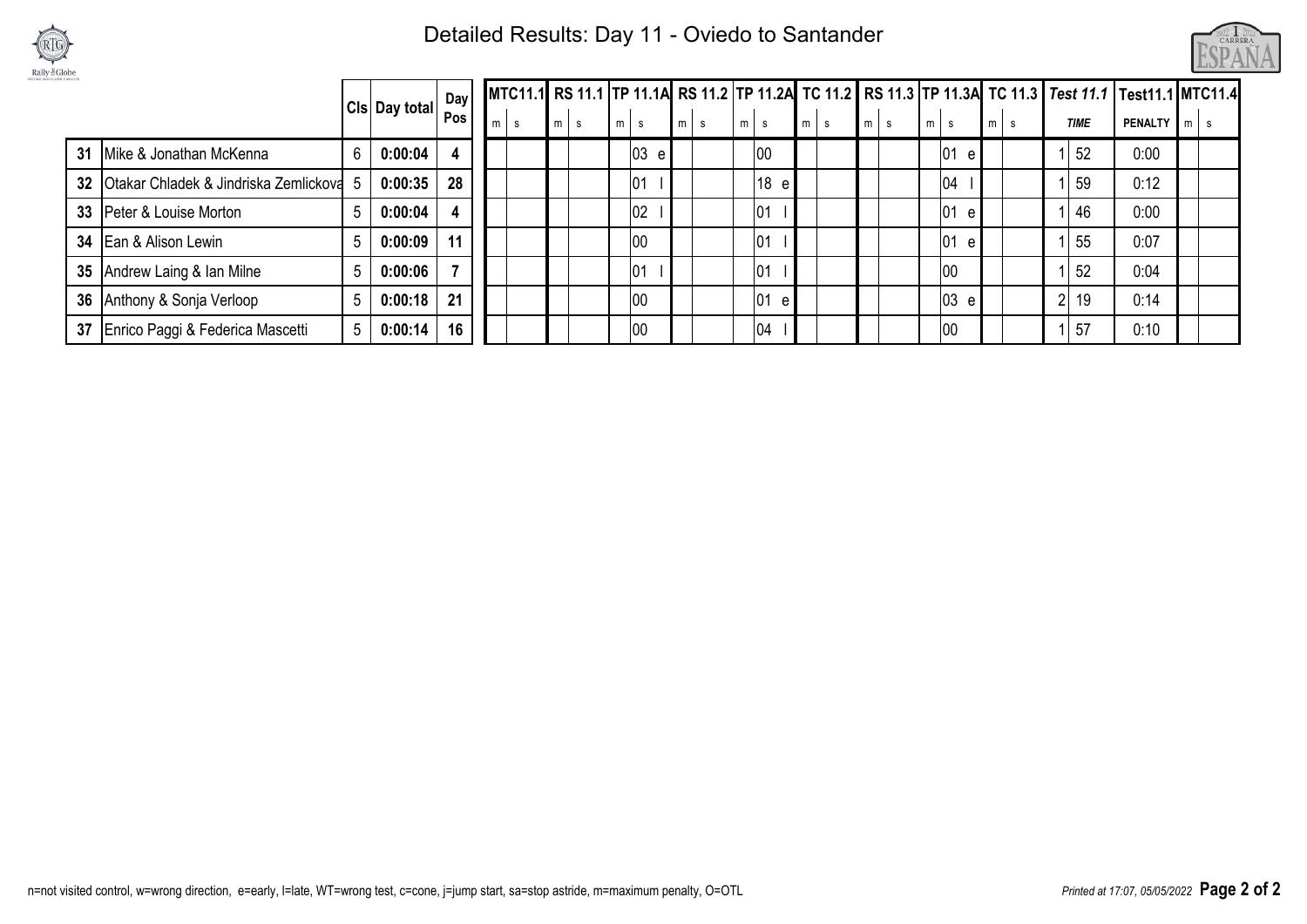# Detailed Results: Day 11 - Oviedo to Santander

| | | Cls | Day total | Day Pos | MTC11.1 | | RS 11.1 | | TP 11.1A | | RS 11.2 | | TP 11.2A | | TC 11.2 | | RS 11.3 | | TP 11.3A | | TC 11.3 | | Test 11.1 | | Test11.1 | MTC11.4 | |
|---|---|---|---|---|---|---|---|---|---|---|---|---|---|---|---|---|---|---|---|---|---|---|---|---|---|---|---|
| | | | | | m | s | m | s | m | s | m | s | m | s | m | s | m | s | m | s | m | s | TIME | | PENALTY | m | s |
| 31 | Mike & Jonathan McKenna | 6 | 0:00:04 | 4 | | | | | | 03 e | | | | 00 | | | | | | 01 e | | | 1 | 52 | 0:00 | | |
| 32 | Otakar Chladek & Jindriska Zemlickova | 5 | 0:00:35 | 28 | | | | | | 01 l | | | | 18 e | | | | | | 04 l | | | 1 | 59 | 0:12 | | |
| 33 | Peter & Louise Morton | 5 | 0:00:04 | 4 | | | | | | 02 l | | | | 01 l | | | | | | 01 e | | | 1 | 46 | 0:00 | | |
| 34 | Ean & Alison Lewin | 5 | 0:00:09 | 11 | | | | | | 00 | | | | 01 l | | | | | | 01 e | | | 1 | 55 | 0:07 | | |
| 35 | Andrew Laing & Ian Milne | 5 | 0:00:06 | 7 | | | | | | 01 l | | | | 01 l | | | | | | 00 | | | 1 | 52 | 0:04 | | |
| 36 | Anthony & Sonja Verloop | 5 | 0:00:18 | 21 | | | | | | 00 | | | | 01 e | | | | | | 03 e | | | 2 | 19 | 0:14 | | |
| 37 | Enrico Paggi & Federica Mascetti | 5 | 0:00:14 | 16 | | | | | | 00 | | | | 04 l | | | | | | 00 | | | 1 | 57 | 0:10 | | |

n=not visited control, w=wrong direction, e=early, l=late, WT=wrong test, c=cone, j=jump start, sa=stop astride, m=maximum penalty, O=OTL

*Printed at 17:07, 05/05/2022*